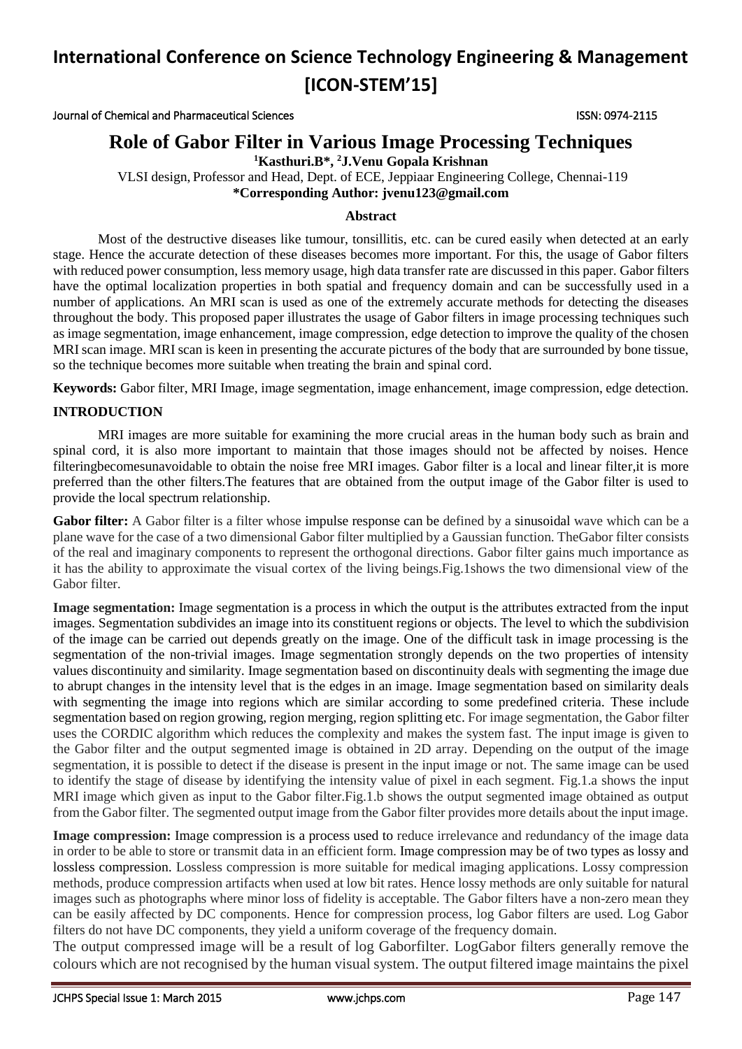# International Conference on Science Technology Engineering & Management [ICON-STEM'15]

Journal of Chemical and Pharmaceutical Sciences ISSN: 0974-2115

## Role of Gabor Filter in Various Image Processing Techniques

**[1]Kasthuri.B*, [2]J.Venu Gopala Krishnan**

VLSI design, Professor and Head, Dept. of ECE, Jeppiaar Engineering College, Chennai-119

***Corresponding Author: jvenu123@gmail.com**

### Abstract

Most of the destructive diseases like tumour, tonsillitis, etc. can be cured easily when detected at an early stage. Hence the accurate detection of these diseases becomes more important. For this, the usage of Gabor filters with reduced power consumption, less memory usage, high data transfer rate are discussed in this paper. Gabor filters have the optimal localization properties in both spatial and frequency domain and can be successfully used in a number of applications. An MRI scan is used as one of the extremely accurate methods for detecting the diseases throughout the body. This proposed paper illustrates the usage of Gabor filters in image processing techniques such as image segmentation, image enhancement, image compression, edge detection to improve the quality of the chosen MRI scan image. MRI scan is keen in presenting the accurate pictures of the body that are surrounded by bone tissue, so the technique becomes more suitable when treating the brain and spinal cord.

**Keywords:** Gabor filter, MRI Image, image segmentation, image enhancement, image compression, edge detection.

### INTRODUCTION

MRI images are more suitable for examining the more crucial areas in the human body such as brain and spinal cord, it is also more important to maintain that those images should not be affected by noises. Hence filteringbecomesunavoidable to obtain the noise free MRI images. Gabor filter is a local and linear filter,it is more preferred than the other filters.The features that are obtained from the output image of the Gabor filter is used to provide the local spectrum relationship.

**Gabor filter:** A Gabor filter is a filter whose impulse response can be defined by a sinusoidal wave which can be a plane wave for the case of a two dimensional Gabor filter multiplied by a Gaussian function. TheGabor filter consists of the real and imaginary components to represent the orthogonal directions. Gabor filter gains much importance as it has the ability to approximate the visual cortex of the living beings.Fig.1shows the two dimensional view of the Gabor filter.

**Image segmentation:** Image segmentation is a process in which the output is the attributes extracted from the input images. Segmentation subdivides an image into its constituent regions or objects. The level to which the subdivision of the image can be carried out depends greatly on the image. One of the difficult task in image processing is the segmentation of the non-trivial images. Image segmentation strongly depends on the two properties of intensity values discontinuity and similarity. Image segmentation based on discontinuity deals with segmenting the image due to abrupt changes in the intensity level that is the edges in an image. Image segmentation based on similarity deals with segmenting the image into regions which are similar according to some predefined criteria. These include segmentation based on region growing, region merging, region splitting etc. For image segmentation, the Gabor filter uses the CORDIC algorithm which reduces the complexity and makes the system fast. The input image is given to the Gabor filter and the output segmented image is obtained in 2D array. Depending on the output of the image segmentation, it is possible to detect if the disease is present in the input image or not. The same image can be used to identify the stage of disease by identifying the intensity value of pixel in each segment. Fig.1.a shows the input MRI image which given as input to the Gabor filter.Fig.1.b shows the output segmented image obtained as output from the Gabor filter. The segmented output image from the Gabor filter provides more details about the input image.

**Image compression:** Image compression is a process used to reduce irrelevance and redundancy of the image data in order to be able to store or transmit data in an efficient form. Image compression may be of two types as lossy and lossless compression. Lossless compression is more suitable for medical imaging applications. Lossy compression methods, produce compression artifacts when used at low bit rates. Hence lossy methods are only suitable for natural images such as photographs where minor loss of fidelity is acceptable. The Gabor filters have a non-zero mean they can be easily affected by DC components. Hence for compression process, log Gabor filters are used. Log Gabor filters do not have DC components, they yield a uniform coverage of the frequency domain.

The output compressed image will be a result of log Gaborfilter. LogGabor filters generally remove the colours which are not recognised by the human visual system. The output filtered image maintains the pixel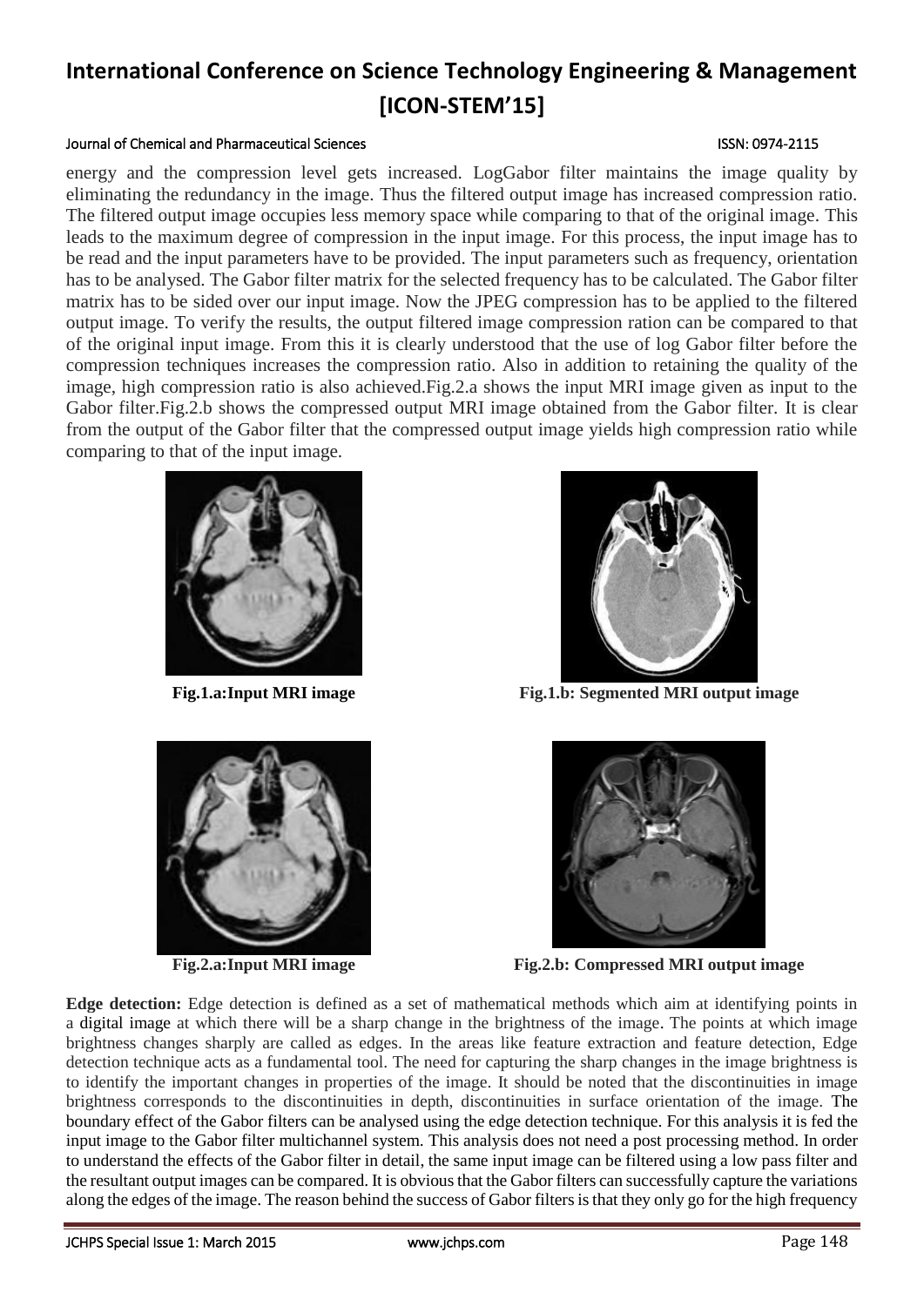energy and the compression level gets increased. LogGabor filter maintains the image quality by eliminating the redundancy in the image. Thus the filtered output image has increased compression ratio. The filtered output image occupies less memory space while comparing to that of the original image. This leads to the maximum degree of compression in the input image. For this process, the input image has to be read and the input parameters have to be provided. The input parameters such as frequency, orientation has to be analysed. The Gabor filter matrix for the selected frequency has to be calculated. The Gabor filter matrix has to be sided over our input image. Now the JPEG compression has to be applied to the filtered output image. To verify the results, the output filtered image compression ration can be compared to that of the original input image. From this it is clearly understood that the use of log Gabor filter before the compression techniques increases the compression ratio. Also in addition to retaining the quality of the image, high compression ratio is also achieved.Fig.2.a shows the input MRI image given as input to the Gabor filter.Fig.2.b shows the compressed output MRI image obtained from the Gabor filter. It is clear from the output of the Gabor filter that the compressed output image yields high compression ratio while comparing to that of the input image.

**Fig.1.a:Input MRI image**

**Fig.1.b: Segmented MRI output image**

**Fig.2.a:Input MRI image**

**Fig.2.b: Compressed MRI output image**

**Edge detection:** Edge detection is defined as a set of mathematical methods which aim at identifying points in a digital image at which there will be a sharp change in the brightness of the image. The points at which image brightness changes sharply are called as edges. In the areas like feature extraction and feature detection, Edge detection technique acts as a fundamental tool. The need for capturing the sharp changes in the image brightness is to identify the important changes in properties of the image. It should be noted that the discontinuities in image brightness corresponds to the discontinuities in depth, discontinuities in surface orientation of the image. The boundary effect of the Gabor filters can be analysed using the edge detection technique. For this analysis it is fed the input image to the Gabor filter multichannel system. This analysis does not need a post processing method. In order to understand the effects of the Gabor filter in detail, the same input image can be filtered using a low pass filter and the resultant output images can be compared. It is obvious that the Gabor filters can successfully capture the variations along the edges of the image. The reason behind the success of Gabor filters is that they only go for the high frequency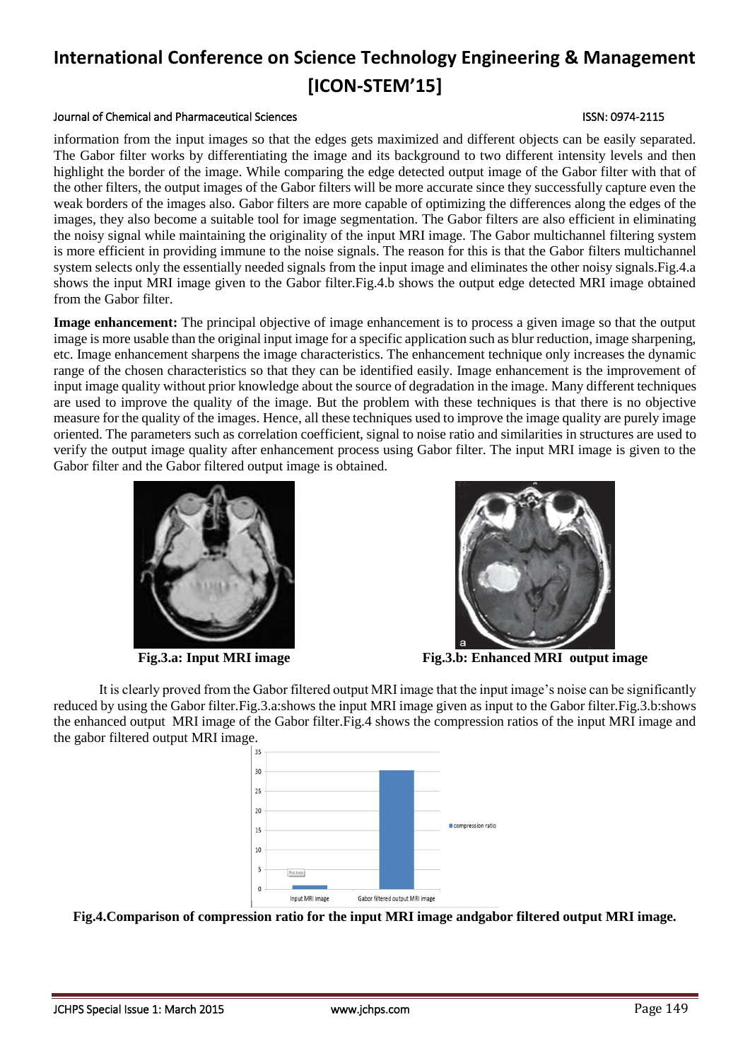information from the input images so that the edges gets maximized and different objects can be easily separated. The Gabor filter works by differentiating the image and its background to two different intensity levels and then highlight the border of the image. While comparing the edge detected output image of the Gabor filter with that of the other filters, the output images of the Gabor filters will be more accurate since they successfully capture even the weak borders of the images also. Gabor filters are more capable of optimizing the differences along the edges of the images, they also become a suitable tool for image segmentation. The Gabor filters are also efficient in eliminating the noisy signal while maintaining the originality of the input MRI image. The Gabor multichannel filtering system is more efficient in providing immune to the noise signals. The reason for this is that the Gabor filters multichannel system selects only the essentially needed signals from the input image and eliminates the other noisy signals.Fig.4.a shows the input MRI image given to the Gabor filter.Fig.4.b shows the output edge detected MRI image obtained from the Gabor filter.

**Image enhancement:** The principal objective of image enhancement is to process a given image so that the output image is more usable than the original input image for a specific application such as blur reduction, image sharpening, etc. Image enhancement sharpens the image characteristics. The enhancement technique only increases the dynamic range of the chosen characteristics so that they can be identified easily. Image enhancement is the improvement of input image quality without prior knowledge about the source of degradation in the image. Many different techniques are used to improve the quality of the image. But the problem with these techniques is that there is no objective measure for the quality of the images. Hence, all these techniques used to improve the image quality are purely image oriented. The parameters such as correlation coefficient, signal to noise ratio and similarities in structures are used to verify the output image quality after enhancement process using Gabor filter. The input MRI image is given to the Gabor filter and the Gabor filtered output image is obtained.

**Fig.3.a: Input MRI image**

**Fig.3.b: Enhanced MRI output image**

It is clearly proved from the Gabor filtered output MRI image that the input image's noise can be significantly reduced by using the Gabor filter.Fig.3.a:shows the input MRI image given as input to the Gabor filter.Fig.3.b:shows the enhanced output MRI image of the Gabor filter.Fig.4 shows the compression ratios of the input MRI image and the gabor filtered output MRI image.

**Fig.4.Comparison of compression ratio for the input MRI image andgabor filtered output MRI image.**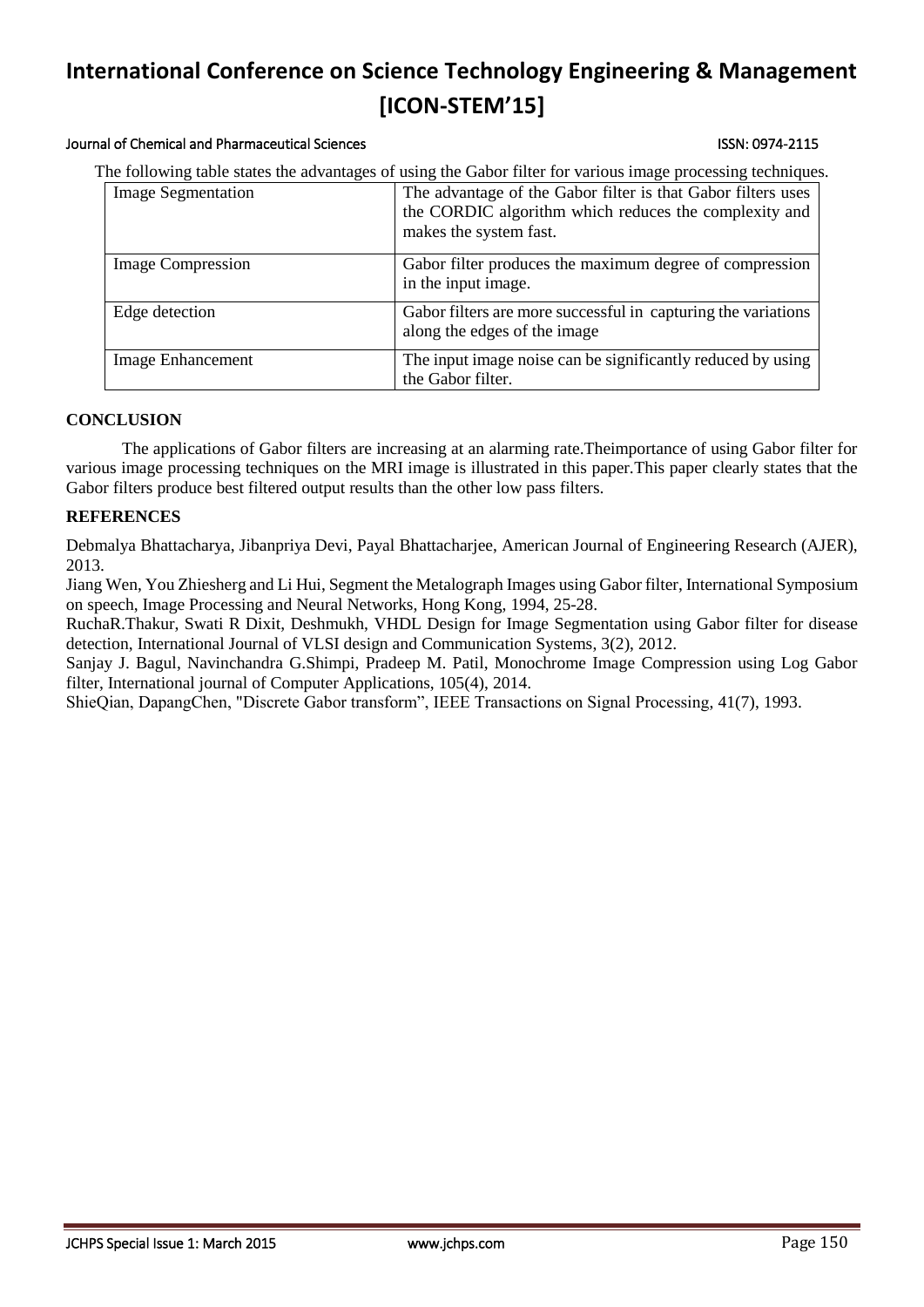The following table states the advantages of using the Gabor filter for various image processing techniques.

| | |
|---|---|
| Image Segmentation | The advantage of the Gabor filter is that Gabor filters uses the CORDIC algorithm which reduces the complexity and makes the system fast. |
| Image Compression | Gabor filter produces the maximum degree of compression in the input image. |
| Edge detection | Gabor filters are more successful in capturing the variations along the edges of the image |
| Image Enhancement | The input image noise can be significantly reduced by using the Gabor filter. |

## CONCLUSION

The applications of Gabor filters are increasing at an alarming rate.Theimportance of using Gabor filter for various image processing techniques on the MRI image is illustrated in this paper.This paper clearly states that the Gabor filters produce best filtered output results than the other low pass filters.

## REFERENCES

Debmalya Bhattacharya, Jibanpriya Devi, Payal Bhattacharjee, American Journal of Engineering Research (AJER), 2013.

Jiang Wen, You Zhiesherg and Li Hui, Segment the Metalograph Images using Gabor filter, International Symposium on speech, Image Processing and Neural Networks, Hong Kong, 1994, 25-28.

RuchaR.Thakur, Swati R Dixit, Deshmukh, VHDL Design for Image Segmentation using Gabor filter for disease detection, International Journal of VLSI design and Communication Systems, 3(2), 2012.

Sanjay J. Bagul, Navinchandra G.Shimpi, Pradeep M. Patil, Monochrome Image Compression using Log Gabor filter, International journal of Computer Applications, 105(4), 2014.

ShieQian, DapangChen, "Discrete Gabor transform", IEEE Transactions on Signal Processing, 41(7), 1993.